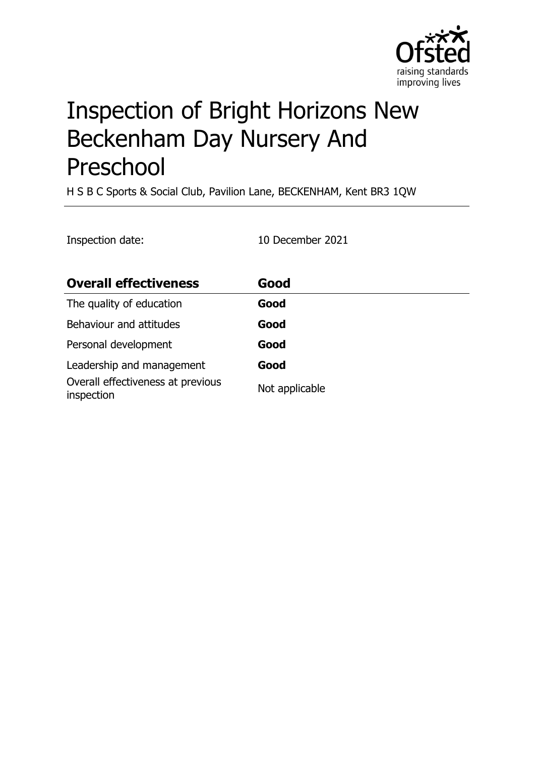# Inspection of Bright Horizons New Beckenham Day Nursery And Preschool

H S B C Sports & Social Club, Pavilion Lane, BECKENHAM, Kent BR3 1QW

Inspection date: 10 December 2021

| **Overall effectiveness** | **Good** |
|---|---|
| The quality of education | **Good** |
| Behaviour and attitudes | **Good** |
| Personal development | **Good** |
| Leadership and management | **Good** |
| Overall effectiveness at previous inspection | Not applicable |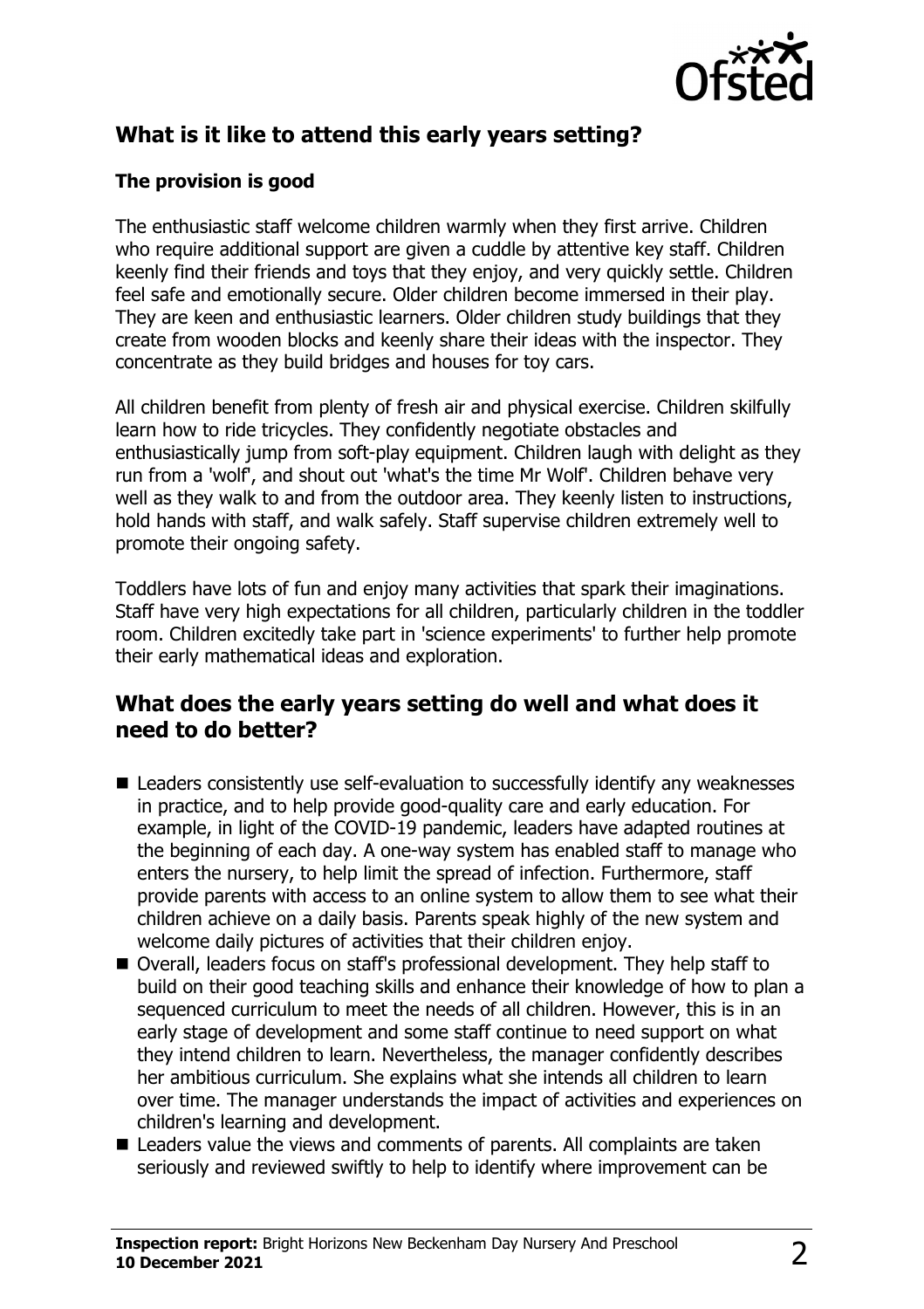## What is it like to attend this early years setting?

### The provision is good

The enthusiastic staff welcome children warmly when they first arrive. Children who require additional support are given a cuddle by attentive key staff. Children keenly find their friends and toys that they enjoy, and very quickly settle. Children feel safe and emotionally secure. Older children become immersed in their play. They are keen and enthusiastic learners. Older children study buildings that they create from wooden blocks and keenly share their ideas with the inspector. They concentrate as they build bridges and houses for toy cars.

All children benefit from plenty of fresh air and physical exercise. Children skilfully learn how to ride tricycles. They confidently negotiate obstacles and enthusiastically jump from soft-play equipment. Children laugh with delight as they run from a 'wolf', and shout out 'what's the time Mr Wolf'. Children behave very well as they walk to and from the outdoor area. They keenly listen to instructions, hold hands with staff, and walk safely. Staff supervise children extremely well to promote their ongoing safety.

Toddlers have lots of fun and enjoy many activities that spark their imaginations. Staff have very high expectations for all children, particularly children in the toddler room. Children excitedly take part in 'science experiments' to further help promote their early mathematical ideas and exploration.

## What does the early years setting do well and what does it need to do better?

- Leaders consistently use self-evaluation to successfully identify any weaknesses in practice, and to help provide good-quality care and early education. For example, in light of the COVID-19 pandemic, leaders have adapted routines at the beginning of each day. A one-way system has enabled staff to manage who enters the nursery, to help limit the spread of infection. Furthermore, staff provide parents with access to an online system to allow them to see what their children achieve on a daily basis. Parents speak highly of the new system and welcome daily pictures of activities that their children enjoy.
- Overall, leaders focus on staff's professional development. They help staff to build on their good teaching skills and enhance their knowledge of how to plan a sequenced curriculum to meet the needs of all children. However, this is in an early stage of development and some staff continue to need support on what they intend children to learn. Nevertheless, the manager confidently describes her ambitious curriculum. She explains what she intends all children to learn over time. The manager understands the impact of activities and experiences on children's learning and development.
- Leaders value the views and comments of parents. All complaints are taken seriously and reviewed swiftly to help to identify where improvement can be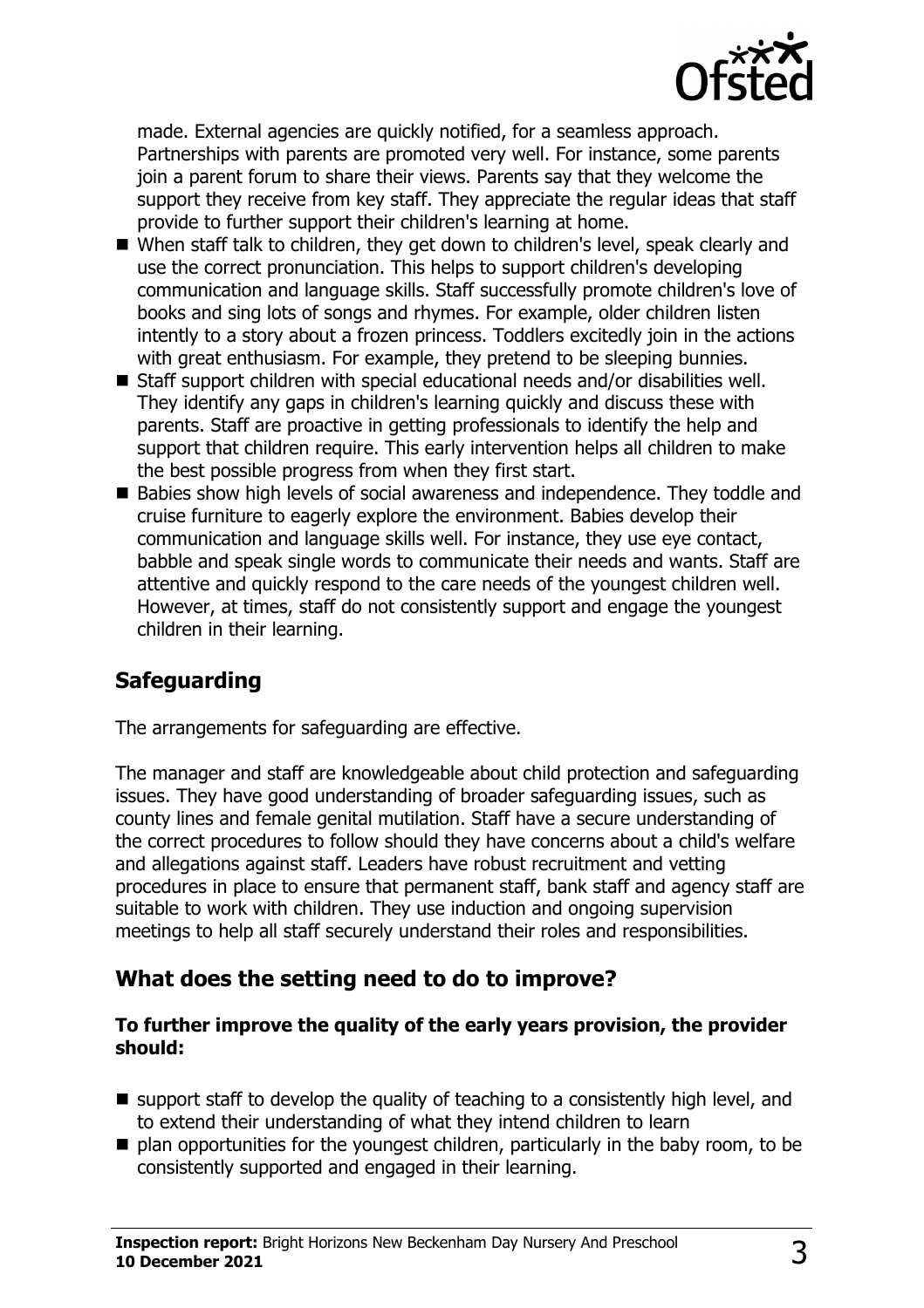made. External agencies are quickly notified, for a seamless approach. Partnerships with parents are promoted very well. For instance, some parents join a parent forum to share their views. Parents say that they welcome the support they receive from key staff. They appreciate the regular ideas that staff provide to further support their children's learning at home.

- When staff talk to children, they get down to children's level, speak clearly and use the correct pronunciation. This helps to support children's developing communication and language skills. Staff successfully promote children's love of books and sing lots of songs and rhymes. For example, older children listen intently to a story about a frozen princess. Toddlers excitedly join in the actions with great enthusiasm. For example, they pretend to be sleeping bunnies.
- Staff support children with special educational needs and/or disabilities well. They identify any gaps in children's learning quickly and discuss these with parents. Staff are proactive in getting professionals to identify the help and support that children require. This early intervention helps all children to make the best possible progress from when they first start.
- Babies show high levels of social awareness and independence. They toddle and cruise furniture to eagerly explore the environment. Babies develop their communication and language skills well. For instance, they use eye contact, babble and speak single words to communicate their needs and wants. Staff are attentive and quickly respond to the care needs of the youngest children well. However, at times, staff do not consistently support and engage the youngest children in their learning.

## Safeguarding

The arrangements for safeguarding are effective.

The manager and staff are knowledgeable about child protection and safeguarding issues. They have good understanding of broader safeguarding issues, such as county lines and female genital mutilation. Staff have a secure understanding of the correct procedures to follow should they have concerns about a child's welfare and allegations against staff. Leaders have robust recruitment and vetting procedures in place to ensure that permanent staff, bank staff and agency staff are suitable to work with children. They use induction and ongoing supervision meetings to help all staff securely understand their roles and responsibilities.

## What does the setting need to do to improve?

**To further improve the quality of the early years provision, the provider should:**

- support staff to develop the quality of teaching to a consistently high level, and to extend their understanding of what they intend children to learn
- plan opportunities for the youngest children, particularly in the baby room, to be consistently supported and engaged in their learning.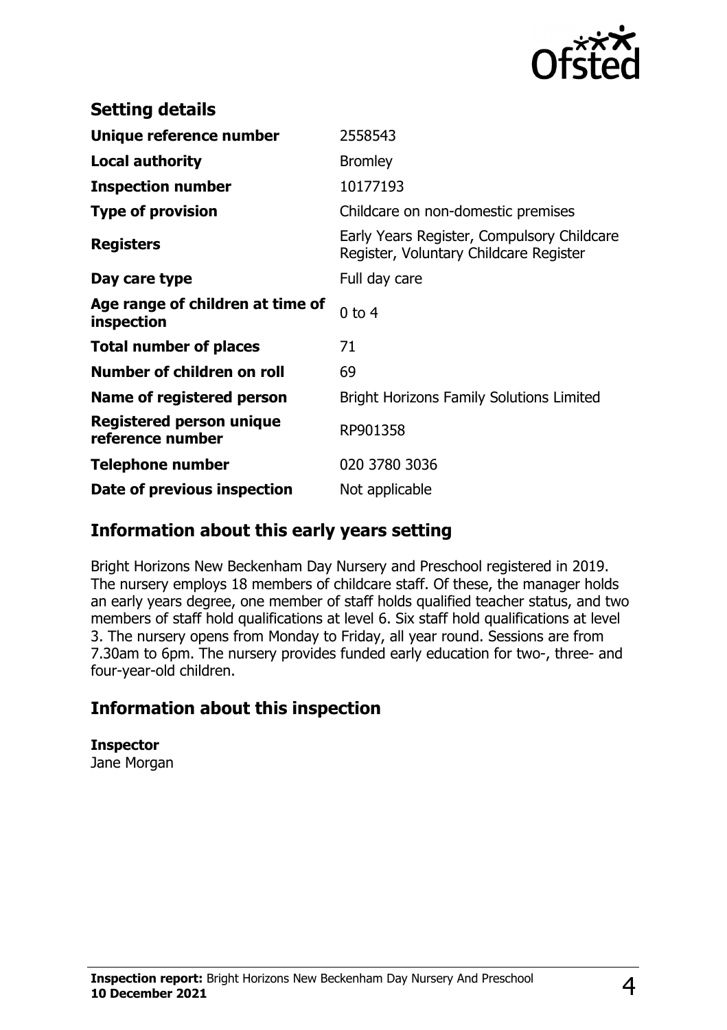## Setting details

| | |
|---|---|
| **Unique reference number** | 2558543 |
| **Local authority** | Bromley |
| **Inspection number** | 10177193 |
| **Type of provision** | Childcare on non-domestic premises |
| **Registers** | Early Years Register, Compulsory Childcare Register, Voluntary Childcare Register |
| **Day care type** | Full day care |
| **Age range of children at time of inspection** | 0 to 4 |
| **Total number of places** | 71 |
| **Number of children on roll** | 69 |
| **Name of registered person** | Bright Horizons Family Solutions Limited |
| **Registered person unique reference number** | RP901358 |
| **Telephone number** | 020 3780 3036 |
| **Date of previous inspection** | Not applicable |

## Information about this early years setting

Bright Horizons New Beckenham Day Nursery and Preschool registered in 2019. The nursery employs 18 members of childcare staff. Of these, the manager holds an early years degree, one member of staff holds qualified teacher status, and two members of staff hold qualifications at level 6. Six staff hold qualifications at level 3. The nursery opens from Monday to Friday, all year round. Sessions are from 7.30am to 6pm. The nursery provides funded early education for two-, three- and four-year-old children.

## Information about this inspection

**Inspector**
Jane Morgan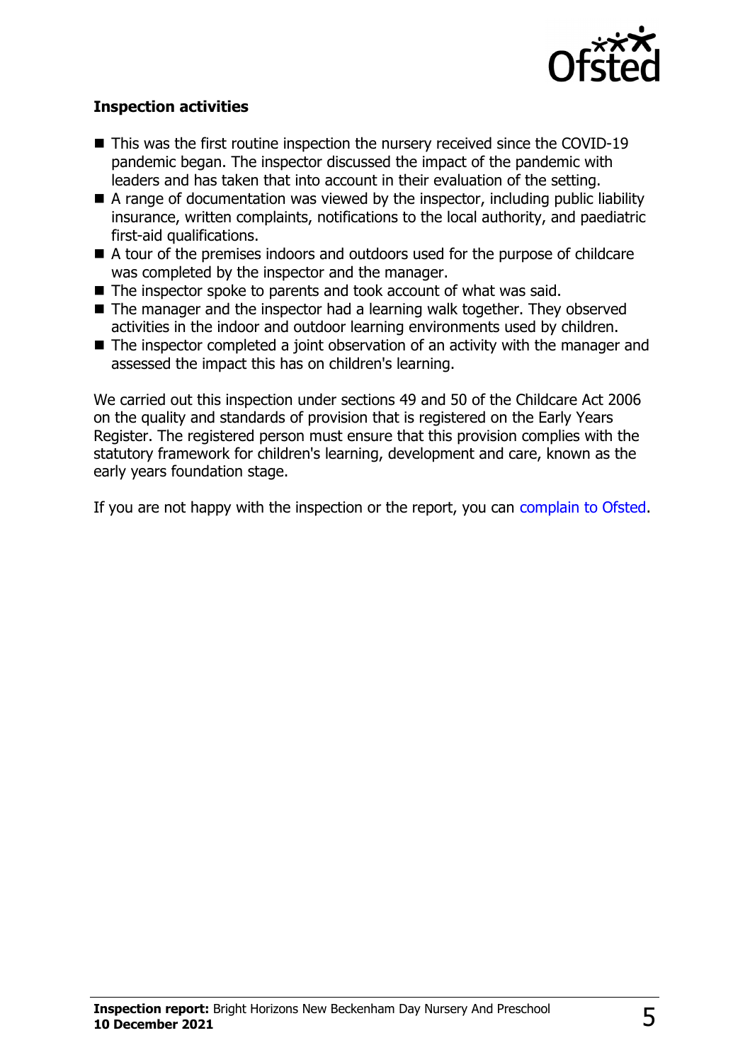### Inspection activities

- This was the first routine inspection the nursery received since the COVID-19 pandemic began. The inspector discussed the impact of the pandemic with leaders and has taken that into account in their evaluation of the setting.
- A range of documentation was viewed by the inspector, including public liability insurance, written complaints, notifications to the local authority, and paediatric first-aid qualifications.
- A tour of the premises indoors and outdoors used for the purpose of childcare was completed by the inspector and the manager.
- The inspector spoke to parents and took account of what was said.
- The manager and the inspector had a learning walk together. They observed activities in the indoor and outdoor learning environments used by children.
- The inspector completed a joint observation of an activity with the manager and assessed the impact this has on children's learning.

We carried out this inspection under sections 49 and 50 of the Childcare Act 2006 on the quality and standards of provision that is registered on the Early Years Register. The registered person must ensure that this provision complies with the statutory framework for children's learning, development and care, known as the early years foundation stage.

If you are not happy with the inspection or the report, you can complain to Ofsted.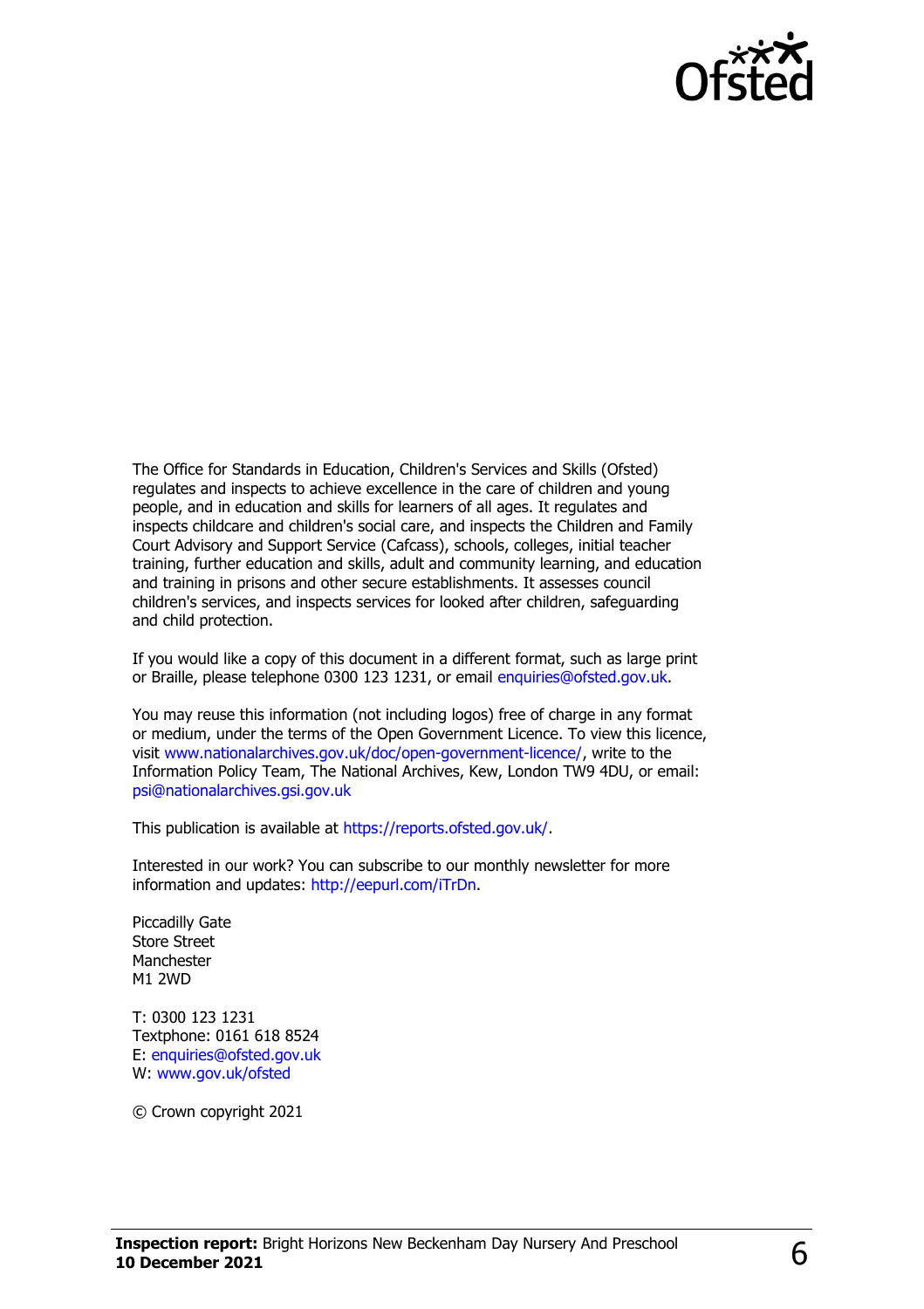The Office for Standards in Education, Children's Services and Skills (Ofsted) regulates and inspects to achieve excellence in the care of children and young people, and in education and skills for learners of all ages. It regulates and inspects childcare and children's social care, and inspects the Children and Family Court Advisory and Support Service (Cafcass), schools, colleges, initial teacher training, further education and skills, adult and community learning, and education and training in prisons and other secure establishments. It assesses council children's services, and inspects services for looked after children, safeguarding and child protection.

If you would like a copy of this document in a different format, such as large print or Braille, please telephone 0300 123 1231, or email enquiries@ofsted.gov.uk.

You may reuse this information (not including logos) free of charge in any format or medium, under the terms of the Open Government Licence. To view this licence, visit www.nationalarchives.gov.uk/doc/open-government-licence/, write to the Information Policy Team, The National Archives, Kew, London TW9 4DU, or email: psi@nationalarchives.gsi.gov.uk

This publication is available at https://reports.ofsted.gov.uk/.

Interested in our work? You can subscribe to our monthly newsletter for more information and updates: http://eepurl.com/iTrDn.

Piccadilly Gate
Store Street
Manchester
M1 2WD

T: 0300 123 1231
Textphone: 0161 618 8524
E: enquiries@ofsted.gov.uk
W: www.gov.uk/ofsted

© Crown copyright 2021